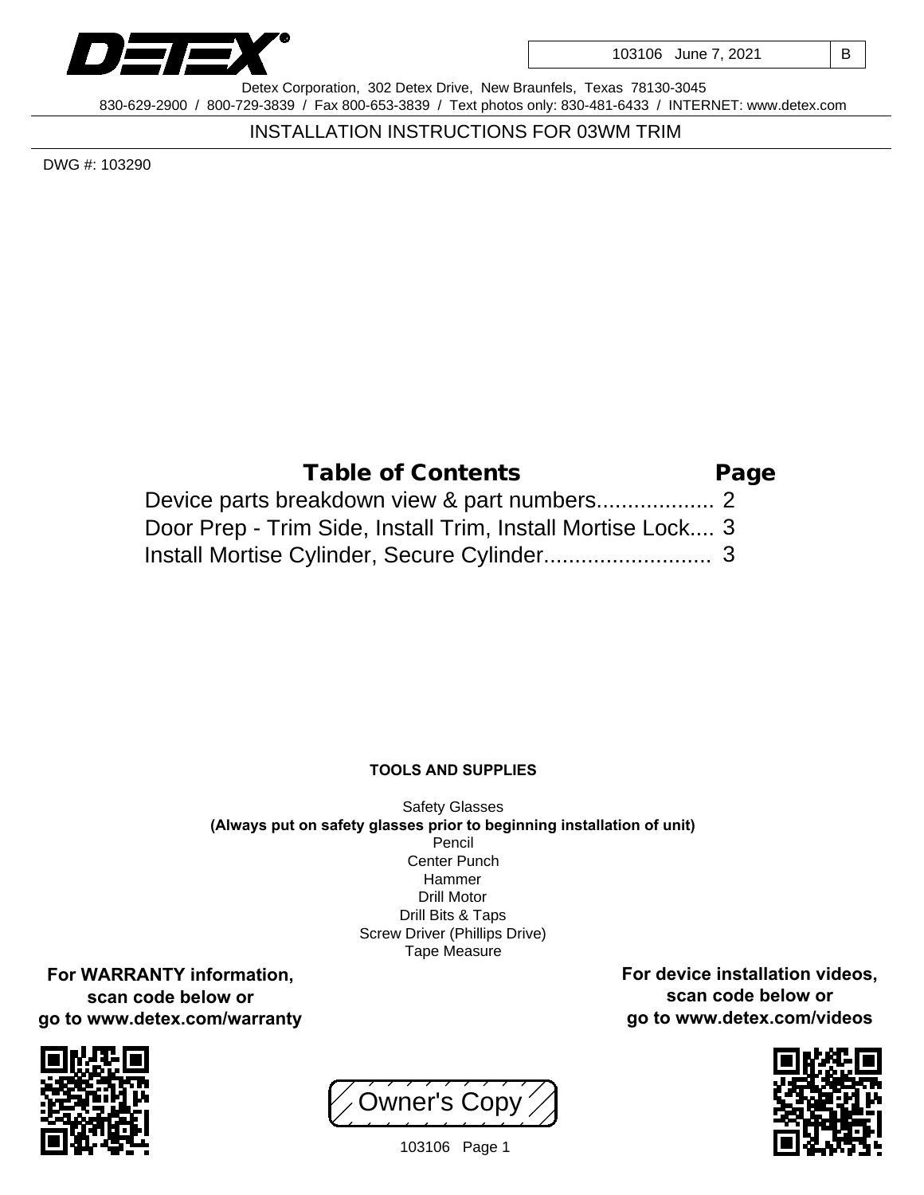DETEX

| 103106 June 7, 2021 | B |
| --- | --- |

Detex Corporation, 302 Detex Drive, New Braunfels, Texas 78130-3045
830-629-2900 / 800-729-3839 / Fax 800-653-3839 / Text photos only: 830-481-6433 / INTERNET: www.detex.com

# INSTALLATION INSTRUCTIONS FOR 03WM TRIM

DWG #: 103290

| Table of Contents | Page |
| --- | --- |
| Device parts breakdown view & part numbers.................. | 2 |
| Door Prep - Trim Side, Install Trim, Install Mortise Lock.... | 3 |
| Install Mortise Cylinder, Secure Cylinder........................... | 3 |

**TOOLS AND SUPPLIES**

Safety Glasses
**(Always put on safety glasses prior to beginning installation of unit)**
Pencil
Center Punch
Hammer
Drill Motor
Drill Bits & Taps
Screw Driver (Phillips Drive)
Tape Measure

**For WARRANTY information, scan code below or go to www.detex.com/warranty**

**For device installation videos, scan code below or go to www.detex.com/videos**

Owner's Copy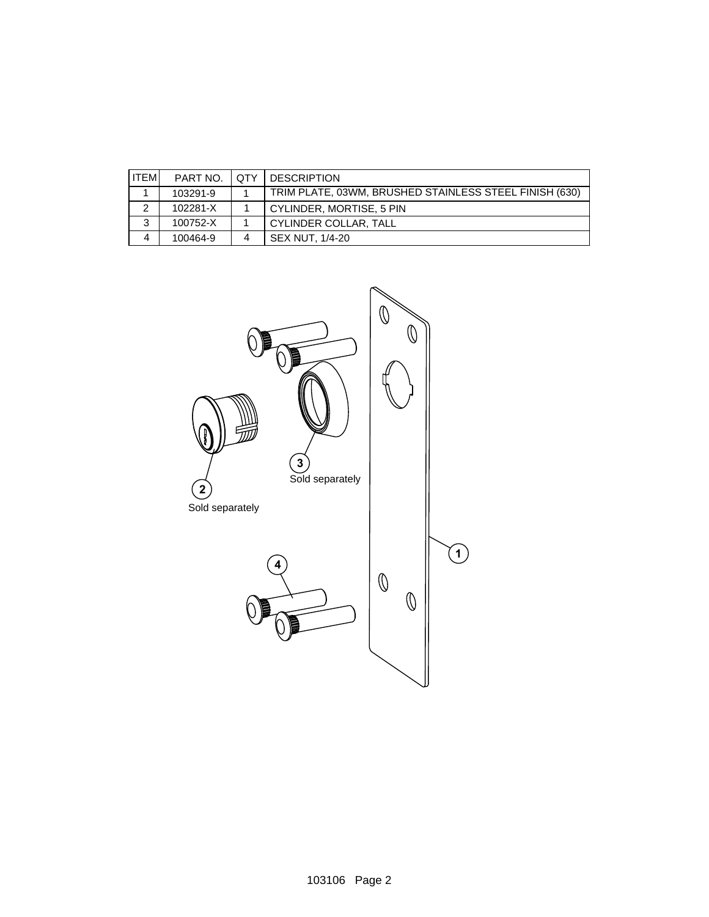| ITEM | PART NO. | QTY | DESCRIPTION |
|---|---|---|---|
| 1 | 103291-9 | 1 | TRIM PLATE, 03WM, BRUSHED STAINLESS STEEL FINISH (630) |
| 2 | 102281-X | 1 | CYLINDER, MORTISE, 5 PIN |
| 3 | 100752-X | 1 | CYLINDER COLLAR, TALL |
| 4 | 100464-9 | 4 | SEX NUT, 1/4-20 |

3 Sold separately

2 Sold separately

1

4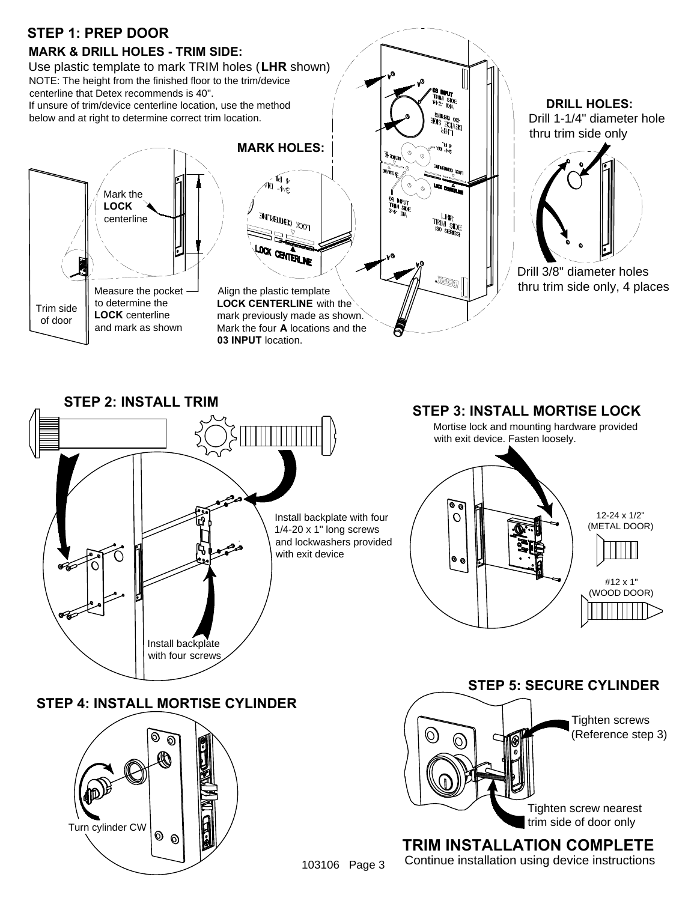## STEP 1: PREP DOOR

### MARK & DRILL HOLES - TRIM SIDE:

Use plastic template to mark TRIM holes (**LHR** shown)

NOTE: The height from the finished floor to the trim/device centerline that Detex recommends is 40".
If unsure of trim/device centerline location, use the method below and at right to determine correct trim location.

Trim side of door

Mark the **LOCK** centerline

Measure the pocket to determine the **LOCK** centerline and mark as shown

**MARK HOLES:**

Align the plastic template **LOCK CENTERLINE** with the mark previously made as shown. Mark the four **A** locations and the **03 INPUT** location.

**DRILL HOLES:**
Drill 1-1/4" diameter hole thru trim side only

Drill 3/8" diameter holes thru trim side only, 4 places

## STEP 2: INSTALL TRIM

Install backplate with four 1/4-20 x 1" long screws and lockwashers provided with exit device

Install backplate with four screws

## STEP 3: INSTALL MORTISE LOCK

Mortise lock and mounting hardware provided with exit device. Fasten loosely.

12-24 x 1/2" (METAL DOOR)

#12 x 1" (WOOD DOOR)

## STEP 4: INSTALL MORTISE CYLINDER

Turn cylinder CW

## STEP 5: SECURE CYLINDER

Tighten screws (Reference step 3)

Tighten screw nearest trim side of door only

## TRIM INSTALLATION COMPLETE

Continue installation using device instructions

103106